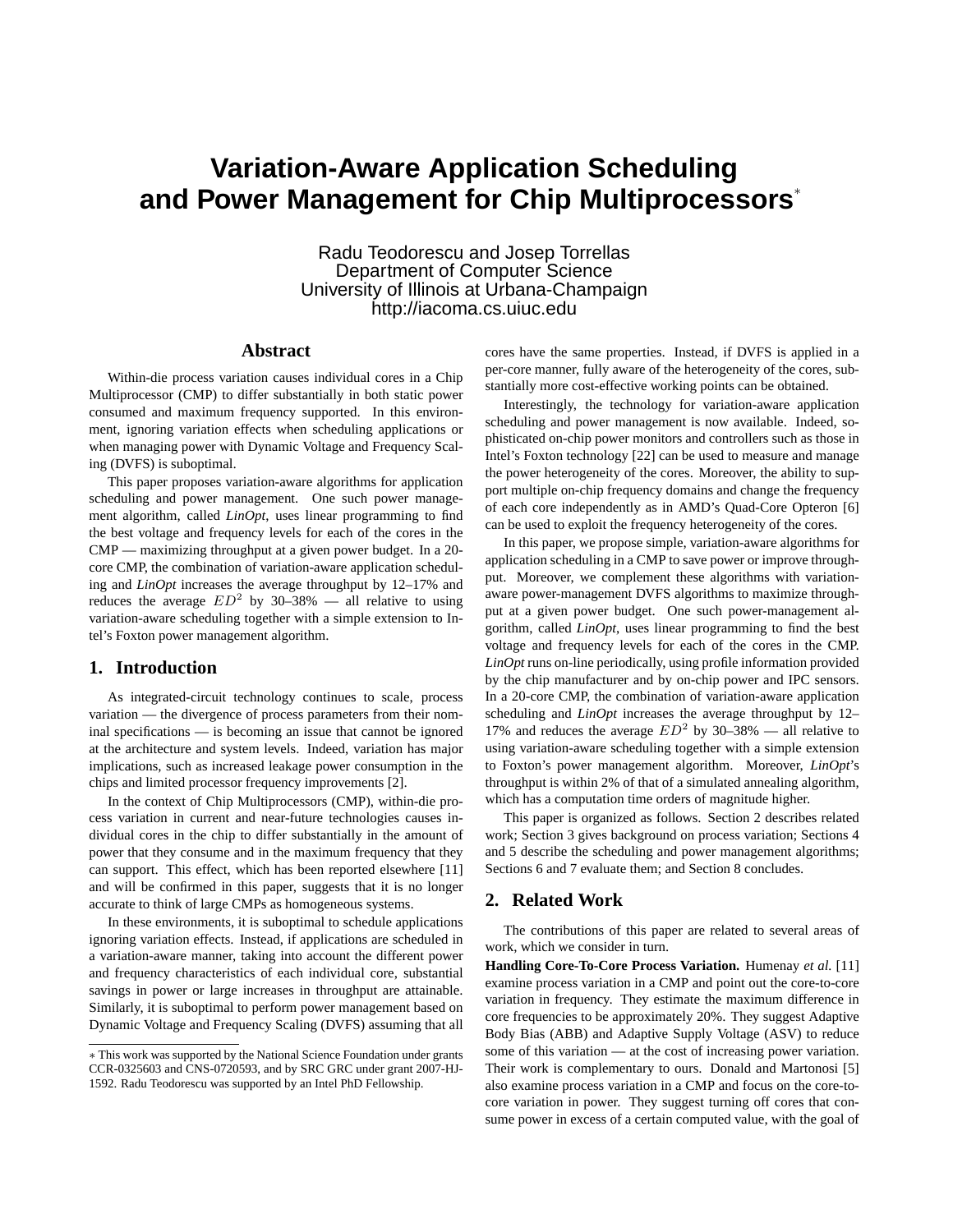# Variation-Aware Application Scheduling and Power Management for Chip Multiprocessors*

Radu Teodorescu and Josep Torrellas
Department of Computer Science
University of Illinois at Urbana-Champaign
http://iacoma.cs.uiuc.edu

## Abstract

Within-die process variation causes individual cores in a Chip Multiprocessor (CMP) to differ substantially in both static power consumed and maximum frequency supported. In this environment, ignoring variation effects when scheduling applications or when managing power with Dynamic Voltage and Frequency Scaling (DVFS) is suboptimal.

This paper proposes variation-aware algorithms for application scheduling and power management. One such power management algorithm, called *LinOpt*, uses linear programming to find the best voltage and frequency levels for each of the cores in the CMP — maximizing throughput at a given power budget. In a 20-core CMP, the combination of variation-aware application scheduling and *LinOpt* increases the average throughput by 12–17% and reduces the average $ED^2$ by 30–38% — all relative to using variation-aware scheduling together with a simple extension to Intel's Foxton power management algorithm.

## 1. Introduction

As integrated-circuit technology continues to scale, process variation — the divergence of process parameters from their nominal specifications — is becoming an issue that cannot be ignored at the architecture and system levels. Indeed, variation has major implications, such as increased leakage power consumption in the chips and limited processor frequency improvements [2].

In the context of Chip Multiprocessors (CMP), within-die process variation in current and near-future technologies causes individual cores in the chip to differ substantially in the amount of power that they consume and in the maximum frequency that they can support. This effect, which has been reported elsewhere [11] and will be confirmed in this paper, suggests that it is no longer accurate to think of large CMPs as homogeneous systems.

In these environments, it is suboptimal to schedule applications ignoring variation effects. Instead, if applications are scheduled in a variation-aware manner, taking into account the different power and frequency characteristics of each individual core, substantial savings in power or large increases in throughput are attainable. Similarly, it is suboptimal to perform power management based on Dynamic Voltage and Frequency Scaling (DVFS) assuming that all cores have the same properties. Instead, if DVFS is applied in a per-core manner, fully aware of the heterogeneity of the cores, substantially more cost-effective working points can be obtained.

Interestingly, the technology for variation-aware application scheduling and power management is now available. Indeed, sophisticated on-chip power monitors and controllers such as those in Intel's Foxton technology [22] can be used to measure and manage the power heterogeneity of the cores. Moreover, the ability to support multiple on-chip frequency domains and change the frequency of each core independently as in AMD's Quad-Core Opteron [6] can be used to exploit the frequency heterogeneity of the cores.

In this paper, we propose simple, variation-aware algorithms for application scheduling in a CMP to save power or improve throughput. Moreover, we complement these algorithms with variation-aware power-management DVFS algorithms to maximize throughput at a given power budget. One such power-management algorithm, called *LinOpt*, uses linear programming to find the best voltage and frequency levels for each of the cores in the CMP. *LinOpt* runs on-line periodically, using profile information provided by the chip manufacturer and by on-chip power and IPC sensors. In a 20-core CMP, the combination of variation-aware application scheduling and *LinOpt* increases the average throughput by 12–17% and reduces the average $ED^2$ by 30–38% — all relative to using variation-aware scheduling together with a simple extension to Foxton's power management algorithm. Moreover, *LinOpt*'s throughput is within 2% of that of a simulated annealing algorithm, which has a computation time orders of magnitude higher.

This paper is organized as follows. Section 2 describes related work; Section 3 gives background on process variation; Sections 4 and 5 describe the scheduling and power management algorithms; Sections 6 and 7 evaluate them; and Section 8 concludes.

## 2. Related Work

The contributions of this paper are related to several areas of work, which we consider in turn.

**Handling Core-To-Core Process Variation.** Humenay *et al.* [11] examine process variation in a CMP and point out the core-to-core variation in frequency. They estimate the maximum difference in core frequencies to be approximately 20%. They suggest Adaptive Body Bias (ABB) and Adaptive Supply Voltage (ASV) to reduce some of this variation — at the cost of increasing power variation. Their work is complementary to ours. Donald and Martonosi [5] also examine process variation in a CMP and focus on the core-to-core variation in power. They suggest turning off cores that consume power in excess of a certain computed value, with the goal of

* This work was supported by the National Science Foundation under grants CCR-0325603 and CNS-0720593, and by SRC GRC under grant 2007-HJ-1592. Radu Teodorescu was supported by an Intel PhD Fellowship.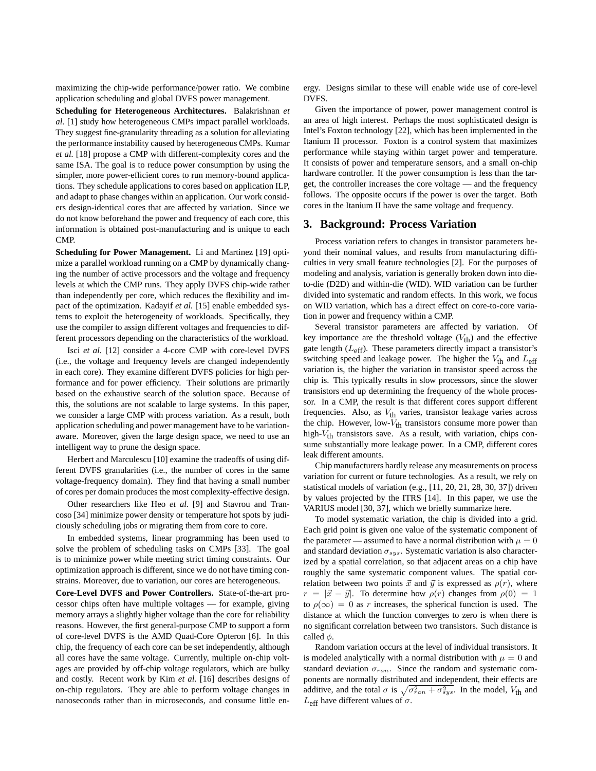maximizing the chip-wide performance/power ratio. We combine application scheduling and global DVFS power management.

**Scheduling for Heterogeneous Architectures.** Balakrishnan *et al.* [1] study how heterogeneous CMPs impact parallel workloads. They suggest fine-granularity threading as a solution for alleviating the performance instability caused by heterogeneous CMPs. Kumar *et al.* [18] propose a CMP with different-complexity cores and the same ISA. The goal is to reduce power consumption by using the simpler, more power-efficient cores to run memory-bound applications. They schedule applications to cores based on application ILP, and adapt to phase changes within an application. Our work considers design-identical cores that are affected by variation. Since we do not know beforehand the power and frequency of each core, this information is obtained post-manufacturing and is unique to each CMP.

**Scheduling for Power Management.** Li and Martinez [19] optimize a parallel workload running on a CMP by dynamically changing the number of active processors and the voltage and frequency levels at which the CMP runs. They apply DVFS chip-wide rather than independently per core, which reduces the flexibility and impact of the optimization. Kadayif *et al.* [15] enable embedded systems to exploit the heterogeneity of workloads. Specifically, they use the compiler to assign different voltages and frequencies to different processors depending on the characteristics of the workload.

Isci *et al.* [12] consider a 4-core CMP with core-level DVFS (i.e., the voltage and frequency levels are changed independently in each core). They examine different DVFS policies for high performance and for power efficiency. Their solutions are primarily based on the exhaustive search of the solution space. Because of this, the solutions are not scalable to large systems. In this paper, we consider a large CMP with process variation. As a result, both application scheduling and power management have to be variation-aware. Moreover, given the large design space, we need to use an intelligent way to prune the design space.

Herbert and Marculescu [10] examine the tradeoffs of using different DVFS granularities (i.e., the number of cores in the same voltage-frequency domain). They find that having a small number of cores per domain produces the most complexity-effective design.

Other researchers like Heo *et al.* [9] and Stavrou and Trancoso [34] minimize power density or temperature hot spots by judiciously scheduling jobs or migrating them from core to core.

In embedded systems, linear programming has been used to solve the problem of scheduling tasks on CMPs [33]. The goal is to minimize power while meeting strict timing constraints. Our optimization approach is different, since we do not have timing constraints. Moreover, due to variation, our cores are heterogeneous.

**Core-Level DVFS and Power Controllers.** State-of-the-art processor chips often have multiple voltages — for example, giving memory arrays a slightly higher voltage than the core for reliability reasons. However, the first general-purpose CMP to support a form of core-level DVFS is the AMD Quad-Core Opteron [6]. In this chip, the frequency of each core can be set independently, although all cores have the same voltage. Currently, multiple on-chip voltages are provided by off-chip voltage regulators, which are bulky and costly. Recent work by Kim *et al.* [16] describes designs of on-chip regulators. They are able to perform voltage changes in nanoseconds rather than in microseconds, and consume little energy. Designs similar to these will enable wide use of core-level DVFS.

Given the importance of power, power management control is an area of high interest. Perhaps the most sophisticated design is Intel's Foxton technology [22], which has been implemented in the Itanium II processor. Foxton is a control system that maximizes performance while staying within target power and temperature. It consists of power and temperature sensors, and a small on-chip hardware controller. If the power consumption is less than the target, the controller increases the core voltage — and the frequency follows. The opposite occurs if the power is over the target. Both cores in the Itanium II have the same voltage and frequency.

## 3. Background: Process Variation

Process variation refers to changes in transistor parameters beyond their nominal values, and results from manufacturing difficulties in very small feature technologies [2]. For the purposes of modeling and analysis, variation is generally broken down into die-to-die (D2D) and within-die (WID). WID variation can be further divided into systematic and random effects. In this work, we focus on WID variation, which has a direct effect on core-to-core variation in power and frequency within a CMP.

Several transistor parameters are affected by variation. Of key importance are the threshold voltage ($V_{\text{th}}$) and the effective gate length ($L_{\text{eff}}$). These parameters directly impact a transistor's switching speed and leakage power. The higher the $V_{\text{th}}$ and $L_{\text{eff}}$ variation is, the higher the variation in transistor speed across the chip is. This typically results in slow processors, since the slower transistors end up determining the frequency of the whole processor. In a CMP, the result is that different cores support different frequencies. Also, as $V_{\text{th}}$ varies, transistor leakage varies across the chip. However, low-$V_{\text{th}}$ transistors consume more power than high-$V_{\text{th}}$ transistors save. As a result, with variation, chips consume substantially more leakage power. In a CMP, different cores leak different amounts.

Chip manufacturers hardly release any measurements on process variation for current or future technologies. As a result, we rely on statistical models of variation (e.g., [11, 20, 21, 28, 30, 37]) driven by values projected by the ITRS [14]. In this paper, we use the VARIUS model [30, 37], which we briefly summarize here.

To model systematic variation, the chip is divided into a grid. Each grid point is given one value of the systematic component of the parameter — assumed to have a normal distribution with $\mu = 0$ and standard deviation $\sigma_{sys}$. Systematic variation is also characterized by a spatial correlation, so that adjacent areas on a chip have roughly the same systematic component values. The spatial correlation between two points $\vec{x}$ and $\vec{y}$ is expressed as $\rho(r)$, where $r = |\vec{x} - \vec{y}|$. To determine how $\rho(r)$ changes from $\rho(0) = 1$ to $\rho(\infty) = 0$ as $r$ increases, the spherical function is used. The distance at which the function converges to zero is when there is no significant correlation between two transistors. Such distance is called $\phi$.

Random variation occurs at the level of individual transistors. It is modeled analytically with a normal distribution with $\mu = 0$ and standard deviation $\sigma_{ran}$. Since the random and systematic components are normally distributed and independent, their effects are additive, and the total $\sigma$ is $\sqrt{\sigma_{ran}^2 + \sigma_{sys}^2}$. In the model, $V_{\text{th}}$ and $L_{\text{eff}}$ have different values of $\sigma$.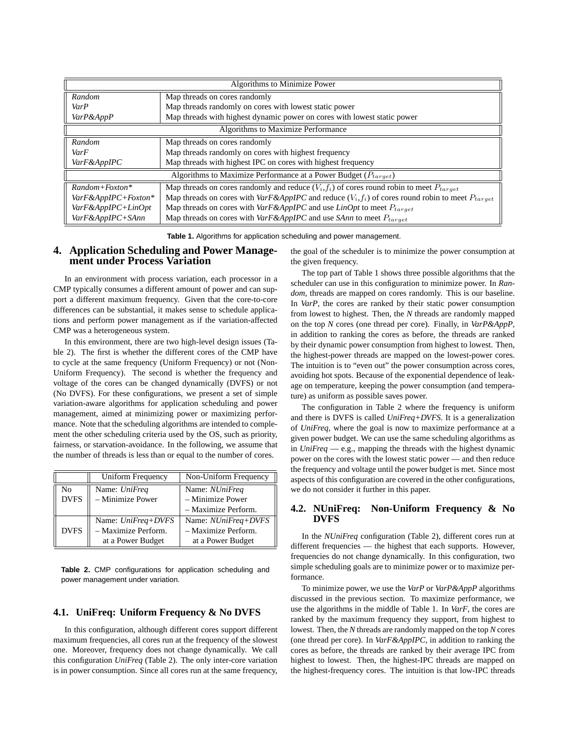| Algorithms to Minimize Power | |
|---|---|
| *Random* | Map threads on cores randomly |
| *VarP* | Map threads randomly on cores with lowest static power |
| *VarP&AppP* | Map threads with highest dynamic power on cores with lowest static power |
| **Algorithms to Maximize Performance** | |
| *Random* | Map threads on cores randomly |
| *VarF* | Map threads randomly on cores with highest frequency |
| *VarF&AppIPC* | Map threads with highest IPC on cores with highest frequency |
| **Algorithms to Maximize Performance at a Power Budget ($P_{target}$)** | |
| *Random+Foxton\** | Map threads on cores randomly and reduce ($V_i$,$f_i$) of cores round robin to meet $P_{target}$ |
| *VarF&AppIPC+Foxton\** | Map threads on cores with *VarF&AppIPC* and reduce ($V_i$,$f_i$) of cores round robin to meet $P_{target}$ |
| *VarF&AppIPC+LinOpt* | Map threads on cores with *VarF&AppIPC* and use *LinOpt* to meet $P_{target}$ |
| *VarF&AppIPC+SAnn* | Map threads on cores with *VarF&AppIPC* and use *SAnn* to meet $P_{target}$ |

**Table 1.** Algorithms for application scheduling and power management.

## 4. Application Scheduling and Power Management under Process Variation

In an environment with process variation, each processor in a CMP typically consumes a different amount of power and can support a different maximum frequency. Given that the core-to-core differences can be substantial, it makes sense to schedule applications and perform power management as if the variation-affected CMP was a heterogeneous system.

In this environment, there are two high-level design issues (Table 2). The first is whether the different cores of the CMP have to cycle at the same frequency (Uniform Frequency) or not (Non-Uniform Frequency). The second is whether the frequency and voltage of the cores can be changed dynamically (DVFS) or not (No DVFS). For these configurations, we present a set of simple variation-aware algorithms for application scheduling and power management, aimed at minimizing power or maximizing performance. Note that the scheduling algorithms are intended to complement the other scheduling criteria used by the OS, such as priority, fairness, or starvation-avoidance. In the following, we assume that the number of threads is less than or equal to the number of cores.

| | Uniform Frequency | Non-Uniform Frequency |
|---|---|---|
| No DVFS | Name: *UniFreq* – Minimize Power | Name: *NUniFreq* – Minimize Power – Maximize Perform. |
| DVFS | Name: *UniFreq+DVFS* – Maximize Perform. at a Power Budget | Name: *NUniFreq+DVFS* – Maximize Perform. at a Power Budget |

**Table 2.** CMP configurations for application scheduling and power management under variation.

### 4.1. UniFreq: Uniform Frequency & No DVFS

In this configuration, although different cores support different maximum frequencies, all cores run at the frequency of the slowest one. Moreover, frequency does not change dynamically. We call this configuration *UniFreq* (Table 2). The only inter-core variation is in power consumption. Since all cores run at the same frequency, the goal of the scheduler is to minimize the power consumption at the given frequency.

The top part of Table 1 shows three possible algorithms that the scheduler can use in this configuration to minimize power. In *Random*, threads are mapped on cores randomly. This is our baseline. In *VarP*, the cores are ranked by their static power consumption from lowest to highest. Then, the *N* threads are randomly mapped on the top *N* cores (one thread per core). Finally, in *VarP&AppP*, in addition to ranking the cores as before, the threads are ranked by their dynamic power consumption from highest to lowest. Then, the highest-power threads are mapped on the lowest-power cores. The intuition is to "even out" the power consumption across cores, avoiding hot spots. Because of the exponential dependence of leakage on temperature, keeping the power consumption (and temperature) as uniform as possible saves power.

The configuration in Table 2 where the frequency is uniform and there is DVFS is called *UniFreq+DVFS*. It is a generalization of *UniFreq*, where the goal is now to maximize performance at a given power budget. We can use the same scheduling algorithms as in *UniFreq* — e.g., mapping the threads with the highest dynamic power on the cores with the lowest static power — and then reduce the frequency and voltage until the power budget is met. Since most aspects of this configuration are covered in the other configurations, we do not consider it further in this paper.

### 4.2. NUniFreq: Non-Uniform Frequency & No DVFS

In the *NUniFreq* configuration (Table 2), different cores run at different frequencies — the highest that each supports. However, frequencies do not change dynamically. In this configuration, two simple scheduling goals are to minimize power or to maximize performance.

To minimize power, we use the *VarP* or *VarP&AppP* algorithms discussed in the previous section. To maximize performance, we use the algorithms in the middle of Table 1. In *VarF*, the cores are ranked by the maximum frequency they support, from highest to lowest. Then, the *N* threads are randomly mapped on the top *N* cores (one thread per core). In *VarF&AppIPC*, in addition to ranking the cores as before, the threads are ranked by their average IPC from highest to lowest. Then, the highest-IPC threads are mapped on the highest-frequency cores. The intuition is that low-IPC threads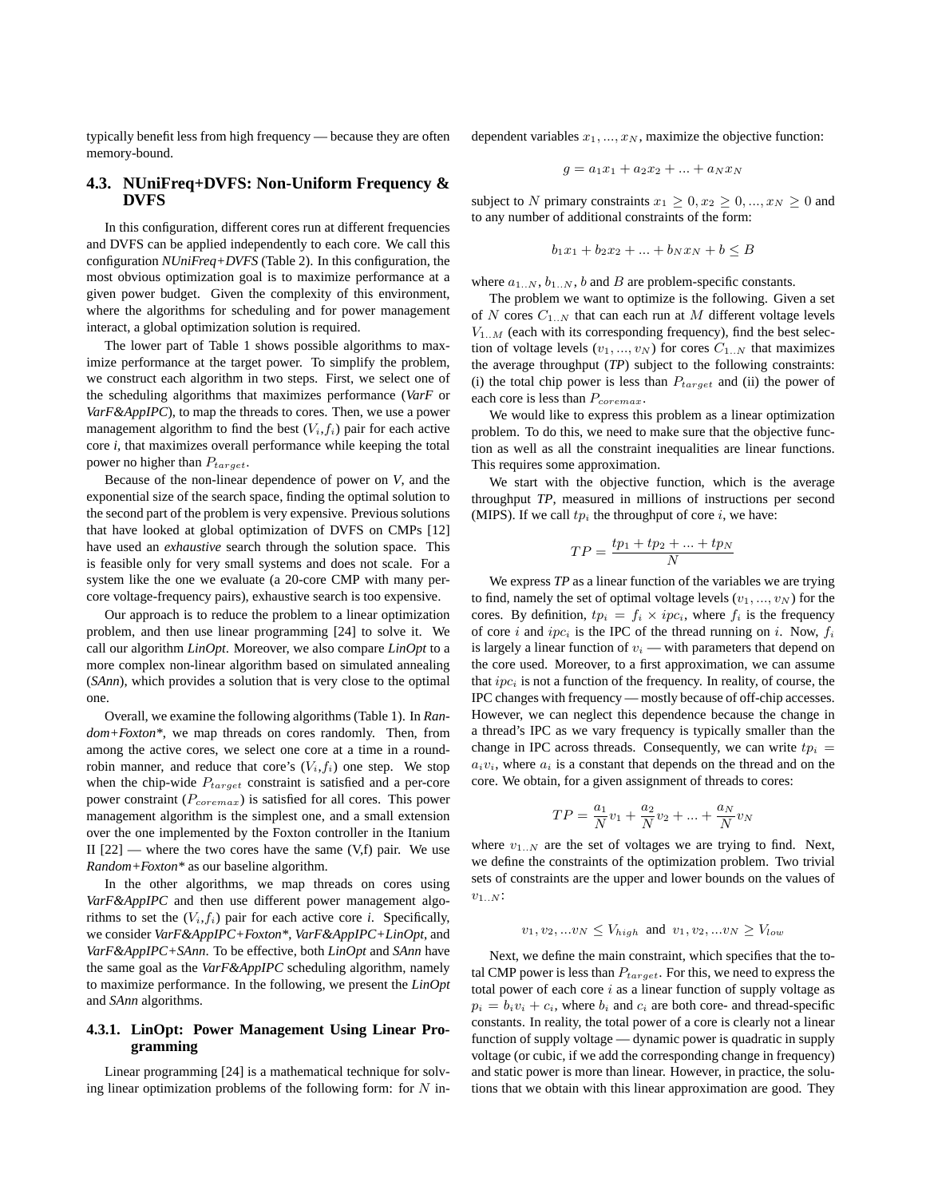typically benefit less from high frequency — because they are often memory-bound.

### 4.3. NUniFreq+DVFS: Non-Uniform Frequency & DVFS

In this configuration, different cores run at different frequencies and DVFS can be applied independently to each core. We call this configuration *NUniFreq+DVFS* (Table 2). In this configuration, the most obvious optimization goal is to maximize performance at a given power budget. Given the complexity of this environment, where the algorithms for scheduling and for power management interact, a global optimization solution is required.

The lower part of Table 1 shows possible algorithms to maximize performance at the target power. To simplify the problem, we construct each algorithm in two steps. First, we select one of the scheduling algorithms that maximizes performance (*VarF* or *VarF&AppIPC*), to map the threads to cores. Then, we use a power management algorithm to find the best ($V_i$,$f_i$) pair for each active core *i*, that maximizes overall performance while keeping the total power no higher than $P_{target}$.

Because of the non-linear dependence of power on *V*, and the exponential size of the search space, finding the optimal solution to the second part of the problem is very expensive. Previous solutions that have looked at global optimization of DVFS on CMPs [12] have used an *exhaustive* search through the solution space. This is feasible only for very small systems and does not scale. For a system like the one we evaluate (a 20-core CMP with many per-core voltage-frequency pairs), exhaustive search is too expensive.

Our approach is to reduce the problem to a linear optimization problem, and then use linear programming [24] to solve it. We call our algorithm *LinOpt*. Moreover, we also compare *LinOpt* to a more complex non-linear algorithm based on simulated annealing (*SAnn*), which provides a solution that is very close to the optimal one.

Overall, we examine the following algorithms (Table 1). In *Random+Foxton\**, we map threads on cores randomly. Then, from among the active cores, we select one core at a time in a round-robin manner, and reduce that core's ($V_i$,$f_i$) one step. We stop when the chip-wide $P_{target}$ constraint is satisfied and a per-core power constraint ($P_{coremax}$) is satisfied for all cores. This power management algorithm is the simplest one, and a small extension over the one implemented by the Foxton controller in the Itanium II [22] — where the two cores have the same (V,f) pair. We use *Random+Foxton\** as our baseline algorithm.

In the other algorithms, we map threads on cores using *VarF&AppIPC* and then use different power management algorithms to set the ($V_i$,$f_i$) pair for each active core *i*. Specifically, we consider *VarF&AppIPC+Foxton\**, *VarF&AppIPC+LinOpt*, and *VarF&AppIPC+SAnn*. To be effective, both *LinOpt* and *SAnn* have the same goal as the *VarF&AppIPC* scheduling algorithm, namely to maximize performance. In the following, we present the *LinOpt* and *SAnn* algorithms.

#### 4.3.1. LinOpt: Power Management Using Linear Programming

Linear programming [24] is a mathematical technique for solving linear optimization problems of the following form: for $N$ independent variables $x_1, ..., x_N$, maximize the objective function:

$$g = a_1x_1 + a_2x_2 + ... + a_Nx_N$$

subject to $N$ primary constraints $x_1 \geq 0, x_2 \geq 0, ..., x_N \geq 0$ and to any number of additional constraints of the form:

$$b_1x_1 + b_2x_2 + ... + b_Nx_N + b \leq B$$

where $a_{1..N}$, $b_{1..N}$, $b$ and $B$ are problem-specific constants.

The problem we want to optimize is the following. Given a set of $N$ cores $C_{1..N}$ that can each run at $M$ different voltage levels $V_{1..M}$ (each with its corresponding frequency), find the best selection of voltage levels ($v_1, ..., v_N$) for cores $C_{1..N}$ that maximizes the average throughput (*TP*) subject to the following constraints: (i) the total chip power is less than $P_{target}$ and (ii) the power of each core is less than $P_{coremax}$.

We would like to express this problem as a linear optimization problem. To do this, we need to make sure that the objective function as well as all the constraint inequalities are linear functions. This requires some approximation.

We start with the objective function, which is the average throughput *TP*, measured in millions of instructions per second (MIPS). If we call $tp_i$ the throughput of core $i$, we have:

$$TP = \frac{tp_1 + tp_2 + ... + tp_N}{N}$$

We express *TP* as a linear function of the variables we are trying to find, namely the set of optimal voltage levels ($v_1, ..., v_N$) for the cores. By definition, $tp_i = f_i \times ipc_i$, where $f_i$ is the frequency of core $i$ and $ipc_i$ is the IPC of the thread running on $i$. Now, $f_i$ is largely a linear function of $v_i$ — with parameters that depend on the core used. Moreover, to a first approximation, we can assume that $ipc_i$ is not a function of the frequency. In reality, of course, the IPC changes with frequency — mostly because of off-chip accesses. However, we can neglect this dependence because the change in a thread's IPC as we vary frequency is typically smaller than the change in IPC across threads. Consequently, we can write $tp_i = a_iv_i$, where $a_i$ is a constant that depends on the thread and on the core. We obtain, for a given assignment of threads to cores:

$$TP = \frac{a_1}{N}v_1 + \frac{a_2}{N}v_2 + ... + \frac{a_N}{N}v_N$$

where $v_{1..N}$ are the set of voltages we are trying to find. Next, we define the constraints of the optimization problem. Two trivial sets of constraints are the upper and lower bounds on the values of $v_{1..N}$:

$$v_1, v_2, ...v_N \leq V_{high} \text{ and } v_1, v_2, ...v_N \geq V_{low}$$

Next, we define the main constraint, which specifies that the total CMP power is less than $P_{target}$. For this, we need to express the total power of each core $i$ as a linear function of supply voltage as $p_i = b_iv_i + c_i$, where $b_i$ and $c_i$ are both core- and thread-specific constants. In reality, the total power of a core is clearly not a linear function of supply voltage — dynamic power is quadratic in supply voltage (or cubic, if we add the corresponding change in frequency) and static power is more than linear. However, in practice, the solutions that we obtain with this linear approximation are good. They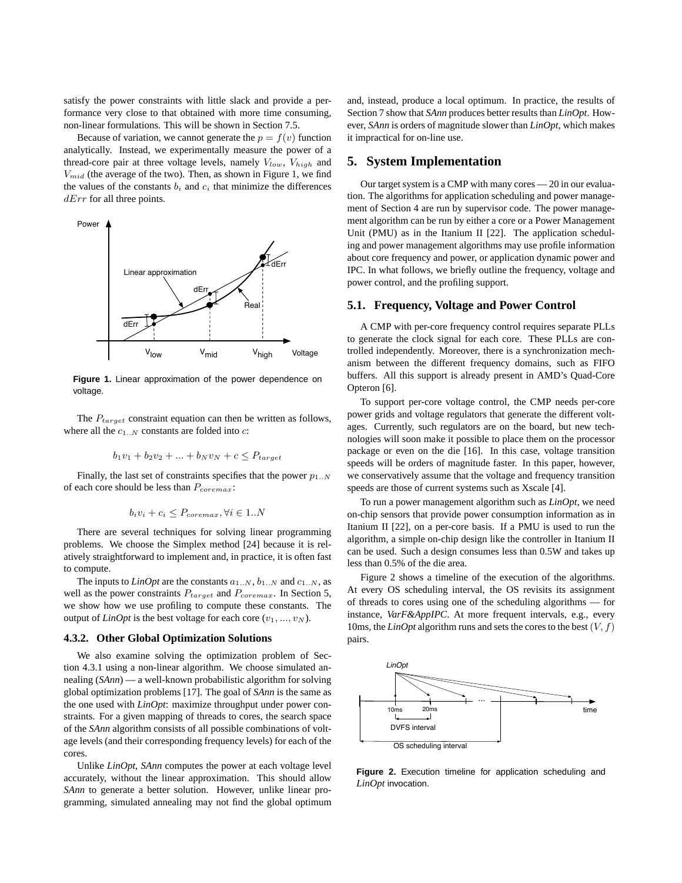satisfy the power constraints with little slack and provide a performance very close to that obtained with more time consuming, non-linear formulations. This will be shown in Section 7.5.

Because of variation, we cannot generate the $p = f(v)$ function analytically. Instead, we experimentally measure the power of a thread-core pair at three voltage levels, namely $V_{low}$, $V_{high}$ and $V_{mid}$ (the average of the two). Then, as shown in Figure 1, we find the values of the constants $b_i$ and $c_i$ that minimize the differences $dErr$ for all three points.

**Figure 1.** Linear approximation of the power dependence on voltage.

The $P_{target}$ constraint equation can then be written as follows, where all the $c_{1..N}$ constants are folded into $c$:

$$b_1 v_1 + b_2 v_2 + ... + b_N v_N + c \leq P_{target}$$

Finally, the last set of constraints specifies that the power $p_{1..N}$ of each core should be less than $P_{coremax}$:

$$b_i v_i + c_i \leq P_{coremax}, \forall i \in 1..N$$

There are several techniques for solving linear programming problems. We choose the Simplex method [24] because it is relatively straightforward to implement and, in practice, it is often fast to compute.

The inputs to *LinOpt* are the constants $a_{1..N}$, $b_{1..N}$ and $c_{1..N}$, as well as the power constraints $P_{target}$ and $P_{coremax}$. In Section 5, we show how we use profiling to compute these constants. The output of *LinOpt* is the best voltage for each core $(v_1, ..., v_N)$.

### 4.3.2. Other Global Optimization Solutions

We also examine solving the optimization problem of Section 4.3.1 using a non-linear algorithm. We choose simulated annealing (*SAnn*) — a well-known probabilistic algorithm for solving global optimization problems [17]. The goal of *SAnn* is the same as the one used with *LinOpt*: maximize throughput under power constraints. For a given mapping of threads to cores, the search space of the *SAnn* algorithm consists of all possible combinations of voltage levels (and their corresponding frequency levels) for each of the cores.

Unlike *LinOpt*, *SAnn* computes the power at each voltage level accurately, without the linear approximation. This should allow *SAnn* to generate a better solution. However, unlike linear programming, simulated annealing may not find the global optimum and, instead, produce a local optimum. In practice, the results of Section 7 show that *SAnn* produces better results than *LinOpt*. However, *SAnn* is orders of magnitude slower than *LinOpt*, which makes it impractical for on-line use.

## 5. System Implementation

Our target system is a CMP with many cores — 20 in our evaluation. The algorithms for application scheduling and power management of Section 4 are run by supervisor code. The power management algorithm can be run by either a core or a Power Management Unit (PMU) as in the Itanium II [22]. The application scheduling and power management algorithms may use profile information about core frequency and power, or application dynamic power and IPC. In what follows, we briefly outline the frequency, voltage and power control, and the profiling support.

### 5.1. Frequency, Voltage and Power Control

A CMP with per-core frequency control requires separate PLLs to generate the clock signal for each core. These PLLs are controlled independently. Moreover, there is a synchronization mechanism between the different frequency domains, such as FIFO buffers. All this support is already present in AMD's Quad-Core Opteron [6].

To support per-core voltage control, the CMP needs per-core power grids and voltage regulators that generate the different voltages. Currently, such regulators are on the board, but new technologies will soon make it possible to place them on the processor package or even on the die [16]. In this case, voltage transition speeds will be orders of magnitude faster. In this paper, however, we conservatively assume that the voltage and frequency transition speeds are those of current systems such as Xscale [4].

To run a power management algorithm such as *LinOpt*, we need on-chip sensors that provide power consumption information as in Itanium II [22], on a per-core basis. If a PMU is used to run the algorithm, a simple on-chip design like the controller in Itanium II can be used. Such a design consumes less than 0.5W and takes up less than 0.5% of the die area.

Figure 2 shows a timeline of the execution of the algorithms. At every OS scheduling interval, the OS revisits its assignment of threads to cores using one of the scheduling algorithms — for instance, *VarF&AppIPC*. At more frequent intervals, e.g., every 10ms, the *LinOpt* algorithm runs and sets the cores to the best $(V, f)$ pairs.

**Figure 2.** Execution timeline for application scheduling and *LinOpt* invocation.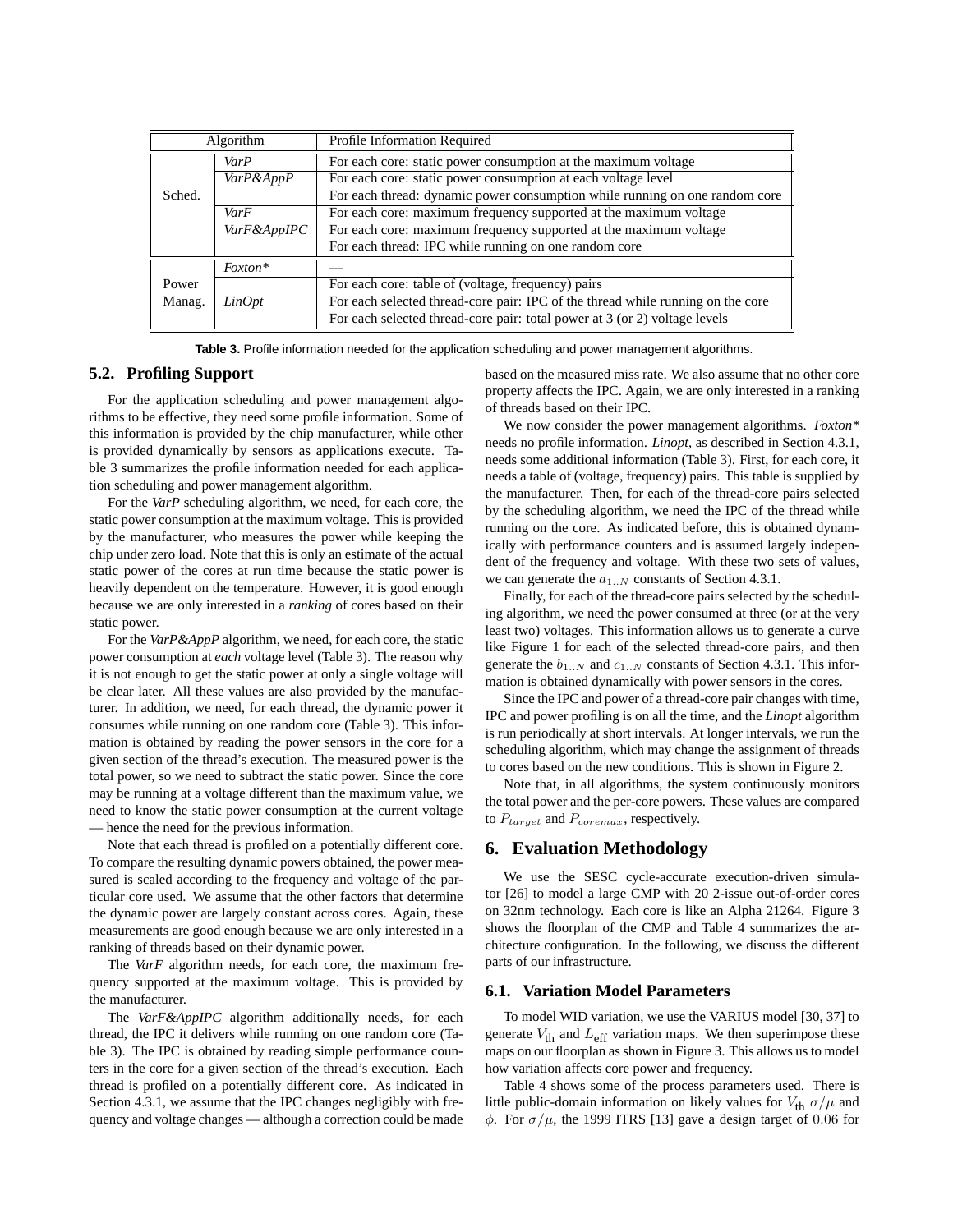| Algorithm | | Profile Information Required |
|---|---|---|
| Sched. | *VarP* | For each core: static power consumption at the maximum voltage |
| | *VarP&AppP* | For each core: static power consumption at each voltage level<br>For each thread: dynamic power consumption while running on one random core |
| | *VarF* | For each core: maximum frequency supported at the maximum voltage |
| | *VarF&AppIPC* | For each core: maximum frequency supported at the maximum voltage<br>For each thread: IPC while running on one random core |
| Power Manag. | *Foxton\** | — |
| | *LinOpt* | For each core: table of (voltage, frequency) pairs<br>For each selected thread-core pair: IPC of the thread while running on the core<br>For each selected thread-core pair: total power at 3 (or 2) voltage levels |

**Table 3.** Profile information needed for the application scheduling and power management algorithms.

### 5.2. Profiling Support

For the application scheduling and power management algorithms to be effective, they need some profile information. Some of this information is provided by the chip manufacturer, while other is provided dynamically by sensors as applications execute. Table 3 summarizes the profile information needed for each application scheduling and power management algorithm.

For the *VarP* scheduling algorithm, we need, for each core, the static power consumption at the maximum voltage. This is provided by the manufacturer, who measures the power while keeping the chip under zero load. Note that this is only an estimate of the actual static power of the cores at run time because the static power is heavily dependent on the temperature. However, it is good enough because we are only interested in a *ranking* of cores based on their static power.

For the *VarP&AppP* algorithm, we need, for each core, the static power consumption at *each* voltage level (Table 3). The reason why it is not enough to get the static power at only a single voltage will be clear later. All these values are also provided by the manufacturer. In addition, we need, for each thread, the dynamic power it consumes while running on one random core (Table 3). This information is obtained by reading the power sensors in the core for a given section of the thread's execution. The measured power is the total power, so we need to subtract the static power. Since the core may be running at a voltage different than the maximum value, we need to know the static power consumption at the current voltage — hence the need for the previous information.

Note that each thread is profiled on a potentially different core. To compare the resulting dynamic powers obtained, the power measured is scaled according to the frequency and voltage of the particular core used. We assume that the other factors that determine the dynamic power are largely constant across cores. Again, these measurements are good enough because we are only interested in a ranking of threads based on their dynamic power.

The *VarF* algorithm needs, for each core, the maximum frequency supported at the maximum voltage. This is provided by the manufacturer.

The *VarF&AppIPC* algorithm additionally needs, for each thread, the IPC it delivers while running on one random core (Table 3). The IPC is obtained by reading simple performance counters in the core for a given section of the thread's execution. Each thread is profiled on a potentially different core. As indicated in Section 4.3.1, we assume that the IPC changes negligibly with frequency and voltage changes — although a correction could be made based on the measured miss rate. We also assume that no other core property affects the IPC. Again, we are only interested in a ranking of threads based on their IPC.

We now consider the power management algorithms. *Foxton\** needs no profile information. *Linopt*, as described in Section 4.3.1, needs some additional information (Table 3). First, for each core, it needs a table of (voltage, frequency) pairs. This table is supplied by the manufacturer. Then, for each of the thread-core pairs selected by the scheduling algorithm, we need the IPC of the thread while running on the core. As indicated before, this is obtained dynamically with performance counters and is assumed largely independent of the frequency and voltage. With these two sets of values, we can generate the $a_{1..N}$ constants of Section 4.3.1.

Finally, for each of the thread-core pairs selected by the scheduling algorithm, we need the power consumed at three (or at the very least two) voltages. This information allows us to generate a curve like Figure 1 for each of the selected thread-core pairs, and then generate the $b_{1..N}$ and $c_{1..N}$ constants of Section 4.3.1. This information is obtained dynamically with power sensors in the cores.

Since the IPC and power of a thread-core pair changes with time, IPC and power profiling is on all the time, and the *Linopt* algorithm is run periodically at short intervals. At longer intervals, we run the scheduling algorithm, which may change the assignment of threads to cores based on the new conditions. This is shown in Figure 2.

Note that, in all algorithms, the system continuously monitors the total power and the per-core powers. These values are compared to $P_{target}$ and $P_{coremax}$, respectively.

## 6. Evaluation Methodology

We use the SESC cycle-accurate execution-driven simulator [26] to model a large CMP with 20 2-issue out-of-order cores on 32nm technology. Each core is like an Alpha 21264. Figure 3 shows the floorplan of the CMP and Table 4 summarizes the architecture configuration. In the following, we discuss the different parts of our infrastructure.

### 6.1. Variation Model Parameters

To model WID variation, we use the VARIUS model [30, 37] to generate $V_{\text{th}}$ and $L_{\text{eff}}$ variation maps. We then superimpose these maps on our floorplan as shown in Figure 3. This allows us to model how variation affects core power and frequency.

Table 4 shows some of the process parameters used. There is little public-domain information on likely values for $V_{\text{th}}$ $\sigma/\mu$ and $\phi$. For $\sigma/\mu$, the 1999 ITRS [13] gave a design target of $0.06$ for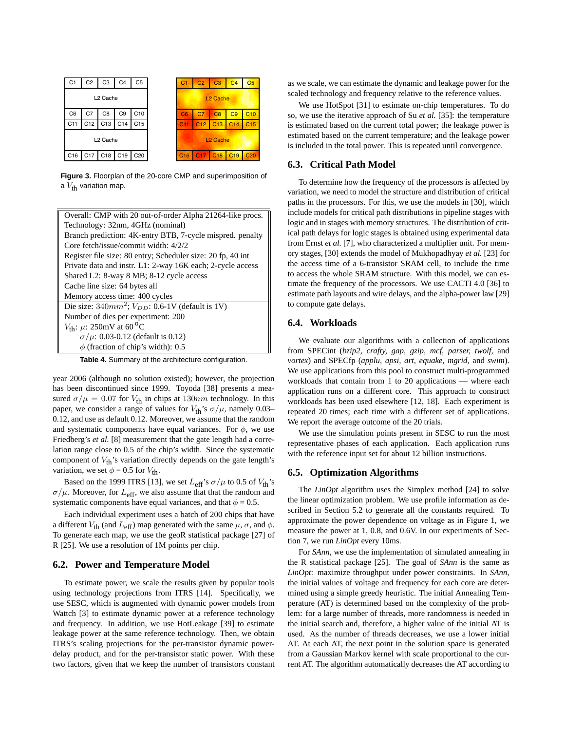Figure 3. Floorplan of the 20-core CMP and superimposition of a $V_{th}$ variation map.

| Overall: CMP with 20 out-of-order Alpha 21264-like procs. |
|---|
| Technology: 32nm, 4GHz (nominal) |
| Branch prediction: 4K-entry BTB, 7-cycle mispred. penalty |
| Core fetch/issue/commit width: 4/2/2 |
| Register file size: 80 entry; Scheduler size: 20 fp, 40 int |
| Private data and instr. L1: 2-way 16K each; 2-cycle access |
| Shared L2: 8-way 8 MB; 8-12 cycle access |
| Cache line size: 64 bytes all |
| Memory access time: 400 cycles |
| Die size: $340mm^2$; $V_{DD}$: 0.6-1V (default is 1V) |
| Number of dies per experiment: 200 |
| $V_{th}$: $\mu$: 250mV at 60 $^{o}$C |
| $\sigma/\mu$: 0.03-0.12 (default is 0.12) |
| $\phi$ (fraction of chip's width): 0.5 |

**Table 4.** Summary of the architecture configuration.

year 2006 (although no solution existed); however, the projection has been discontinued since 1999. Toyoda [38] presents a measured $\sigma/\mu = 0.07$ for $V_{th}$ in chips at $130nm$ technology. In this paper, we consider a range of values for $V_{th}$'s $\sigma/\mu$, namely 0.03–0.12, and use as default 0.12. Moreover, we assume that the random and systematic components have equal variances. For $\phi$, we use Friedberg's *et al.* [8] measurement that the gate length had a correlation range close to 0.5 of the chip's width. Since the systematic component of $V_{th}$'s variation directly depends on the gate length's variation, we set $\phi$ = 0.5 for $V_{th}$.

Based on the 1999 ITRS [13], we set $L_{eff}$'s $\sigma/\mu$ to 0.5 of $V_{th}$'s $\sigma/\mu$. Moreover, for $L_{eff}$, we also assume that the random and systematic components have equal variances, and that $\phi$ = 0.5.

Each individual experiment uses a batch of 200 chips that have a different $V_{th}$ (and $L_{eff}$) map generated with the same $\mu$, $\sigma$, and $\phi$. To generate each map, we use the geoR statistical package [27] of R [25]. We use a resolution of 1M points per chip.

## 6.2. Power and Temperature Model

To estimate power, we scale the results given by popular tools using technology projections from ITRS [14]. Specifically, we use SESC, which is augmented with dynamic power models from Wattch [3] to estimate dynamic power at a reference technology and frequency. In addition, we use HotLeakage [39] to estimate leakage power at the same reference technology. Then, we obtain ITRS's scaling projections for the per-transistor dynamic power-delay product, and for the per-transistor static power. With these two factors, given that we keep the number of transistors constant as we scale, we can estimate the dynamic and leakage power for the scaled technology and frequency relative to the reference values.

We use HotSpot [31] to estimate on-chip temperatures. To do so, we use the iterative approach of Su *et al.* [35]: the temperature is estimated based on the current total power; the leakage power is estimated based on the current temperature; and the leakage power is included in the total power. This is repeated until convergence.

## 6.3. Critical Path Model

To determine how the frequency of the processors is affected by variation, we need to model the structure and distribution of critical paths in the processors. For this, we use the models in [30], which include models for critical path distributions in pipeline stages with logic and in stages with memory structures. The distribution of critical path delays for logic stages is obtained using experimental data from Ernst *et al.* [7], who characterized a multiplier unit. For memory stages, [30] extends the model of Mukhopadhyay *et al.* [23] for the access time of a 6-transistor SRAM cell, to include the time to access the whole SRAM structure. With this model, we can estimate the frequency of the processors. We use CACTI 4.0 [36] to estimate path layouts and wire delays, and the alpha-power law [29] to compute gate delays.

## 6.4. Workloads

We evaluate our algorithms with a collection of applications from SPECint (*bzip2, crafty, gap, gzip, mcf, parser, twolf,* and *vortex*) and SPECfp (*applu, apsi, art, equake, mgrid,* and *swim*). We use applications from this pool to construct multi-programmed workloads that contain from 1 to 20 applications — where each application runs on a different core. This approach to construct workloads has been used elsewhere [12, 18]. Each experiment is repeated 20 times; each time with a different set of applications. We report the average outcome of the 20 trials.

We use the simulation points present in SESC to run the most representative phases of each application. Each application runs with the reference input set for about 12 billion instructions.

## 6.5. Optimization Algorithms

The *LinOpt* algorithm uses the Simplex method [24] to solve the linear optimization problem. We use profile information as described in Section 5.2 to generate all the constants required. To approximate the power dependence on voltage as in Figure 1, we measure the power at 1, 0.8, and 0.6V. In our experiments of Section 7, we run *LinOpt* every 10ms.

For *SAnn*, we use the implementation of simulated annealing in the R statistical package [25]. The goal of *SAnn* is the same as *LinOpt*: maximize throughput under power constraints. In *SAnn*, the initial values of voltage and frequency for each core are determined using a simple greedy heuristic. The initial Annealing Temperature (AT) is determined based on the complexity of the problem: for a large number of threads, more randomness is needed in the initial search and, therefore, a higher value of the initial AT is used. As the number of threads decreases, we use a lower initial AT. At each AT, the next point in the solution space is generated from a Gaussian Markov kernel with scale proportional to the current AT. The algorithm automatically decreases the AT according to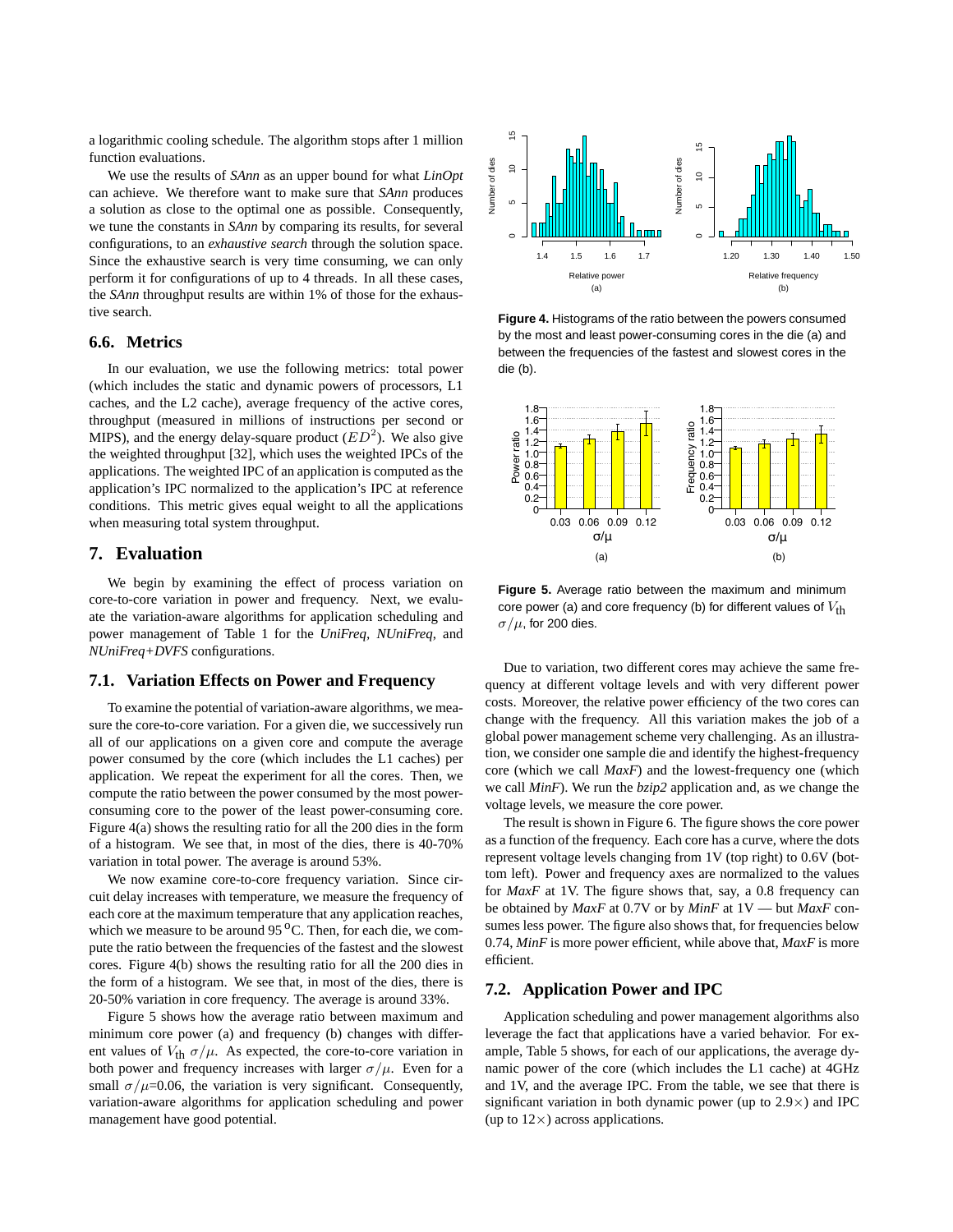a logarithmic cooling schedule. The algorithm stops after 1 million function evaluations.

We use the results of *SAnn* as an upper bound for what *LinOpt* can achieve. We therefore want to make sure that *SAnn* produces a solution as close to the optimal one as possible. Consequently, we tune the constants in *SAnn* by comparing its results, for several configurations, to an *exhaustive search* through the solution space. Since the exhaustive search is very time consuming, we can only perform it for configurations of up to 4 threads. In all these cases, the *SAnn* throughput results are within 1% of those for the exhaustive search.

### 6.6. Metrics

In our evaluation, we use the following metrics: total power (which includes the static and dynamic powers of processors, L1 caches, and the L2 cache), average frequency of the active cores, throughput (measured in millions of instructions per second or MIPS), and the energy delay-square product ($ED^2$). We also give the weighted throughput [32], which uses the weighted IPCs of the applications. The weighted IPC of an application is computed as the application's IPC normalized to the application's IPC at reference conditions. This metric gives equal weight to all the applications when measuring total system throughput.

## 7. Evaluation

We begin by examining the effect of process variation on core-to-core variation in power and frequency. Next, we evaluate the variation-aware algorithms for application scheduling and power management of Table 1 for the *UniFreq*, *NUniFreq*, and *NUniFreq+DVFS* configurations.

### 7.1. Variation Effects on Power and Frequency

To examine the potential of variation-aware algorithms, we measure the core-to-core variation. For a given die, we successively run all of our applications on a given core and compute the average power consumed by the core (which includes the L1 caches) per application. We repeat the experiment for all the cores. Then, we compute the ratio between the power consumed by the most power-consuming core to the power of the least power-consuming core. Figure 4(a) shows the resulting ratio for all the 200 dies in the form of a histogram. We see that, in most of the dies, there is 40-70% variation in total power. The average is around 53%.

We now examine core-to-core frequency variation. Since circuit delay increases with temperature, we measure the frequency of each core at the maximum temperature that any application reaches, which we measure to be around 95 $^{o}$C. Then, for each die, we compute the ratio between the frequencies of the fastest and the slowest cores. Figure 4(b) shows the resulting ratio for all the 200 dies in the form of a histogram. We see that, in most of the dies, there is 20-50% variation in core frequency. The average is around 33%.

Figure 5 shows how the average ratio between maximum and minimum core power (a) and frequency (b) changes with different values of $V_{th}$ $\sigma/\mu$. As expected, the core-to-core variation in both power and frequency increases with larger $\sigma/\mu$. Even for a small $\sigma/\mu$=0.06, the variation is very significant. Consequently, variation-aware algorithms for application scheduling and power management have good potential.

**Figure 4.** Histograms of the ratio between the powers consumed by the most and least power-consuming cores in the die (a) and between the frequencies of the fastest and slowest cores in the die (b).

**Figure 5.** Average ratio between the maximum and minimum core power (a) and core frequency (b) for different values of $V_{th}$ $\sigma/\mu$, for 200 dies.

Due to variation, two different cores may achieve the same frequency at different voltage levels and with very different power costs. Moreover, the relative power efficiency of the two cores can change with the frequency. All this variation makes the job of a global power management scheme very challenging. As an illustration, we consider one sample die and identify the highest-frequency core (which we call *MaxF*) and the lowest-frequency one (which we call *MinF*). We run the *bzip2* application and, as we change the voltage levels, we measure the core power.

The result is shown in Figure 6. The figure shows the core power as a function of the frequency. Each core has a curve, where the dots represent voltage levels changing from 1V (top right) to 0.6V (bottom left). Power and frequency axes are normalized to the values for *MaxF* at 1V. The figure shows that, say, a 0.8 frequency can be obtained by *MaxF* at 0.7V or by *MinF* at 1V — but *MaxF* consumes less power. The figure also shows that, for frequencies below 0.74, *MinF* is more power efficient, while above that, *MaxF* is more efficient.

### 7.2. Application Power and IPC

Application scheduling and power management algorithms also leverage the fact that applications have a varied behavior. For example, Table 5 shows, for each of our applications, the average dynamic power of the core (which includes the L1 cache) at 4GHz and 1V, and the average IPC. From the table, we see that there is significant variation in both dynamic power (up to 2.9×) and IPC (up to 12×) across applications.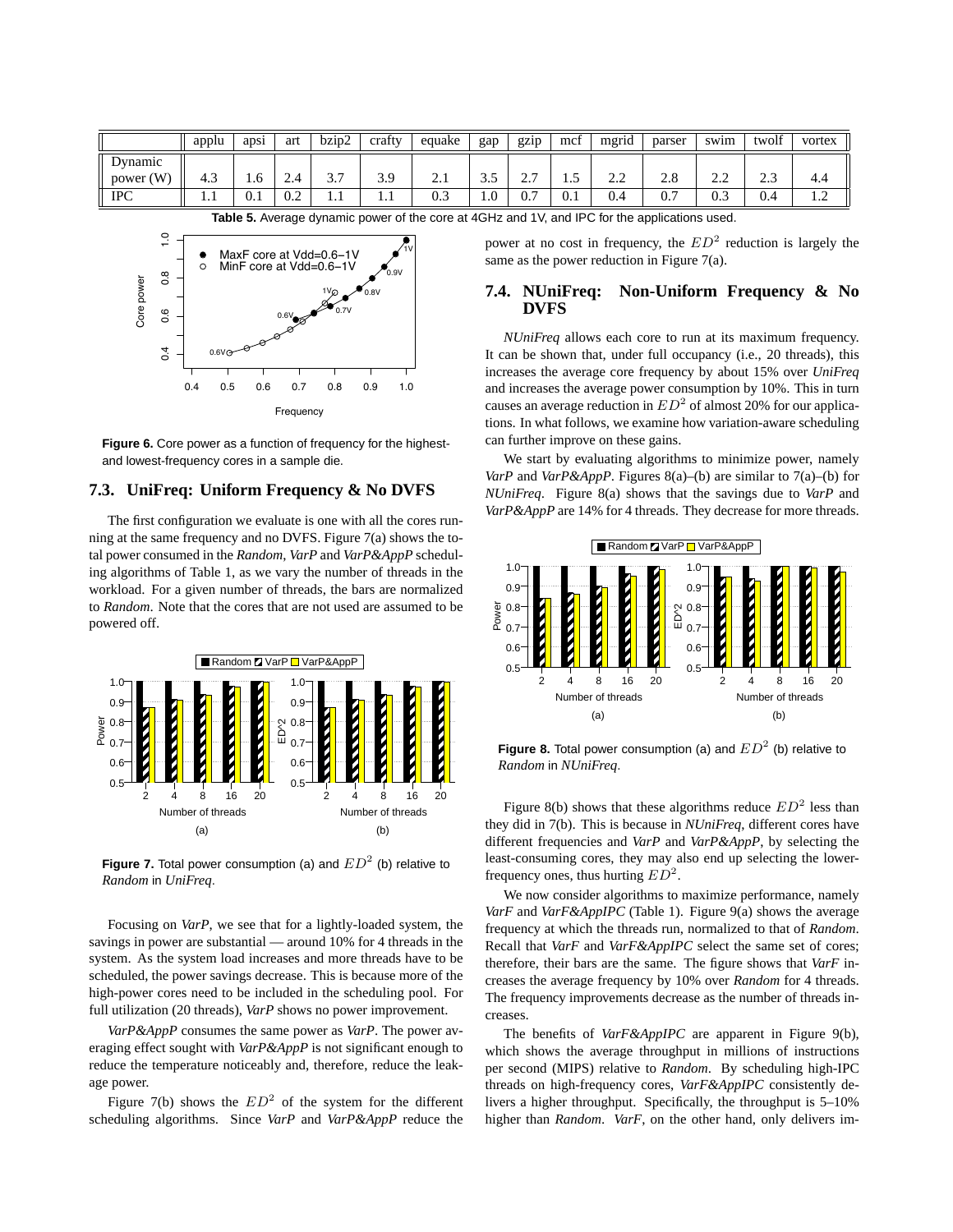| | applu | apsi | art | bzip2 | crafty | equake | gap | gzip | mcf | mgrid | parser | swim | twolf | vortex |
|---|---|---|---|---|---|---|---|---|---|---|---|---|---|---|
| Dynamic power (W) | 4.3 | 1.6 | 2.4 | 3.7 | 3.9 | 2.1 | 3.5 | 2.7 | 1.5 | 2.2 | 2.8 | 2.2 | 2.3 | 4.4 |
| IPC | 1.1 | 0.1 | 0.2 | 1.1 | 1.1 | 0.3 | 1.0 | 0.7 | 0.1 | 0.4 | 0.7 | 0.3 | 0.4 | 1.2 |

**Table 5.** Average dynamic power of the core at 4GHz and 1V, and IPC for the applications used.

**Figure 6.** Core power as a function of frequency for the highest- and lowest-frequency cores in a sample die.

### 7.3. UniFreq: Uniform Frequency & No DVFS

The first configuration we evaluate is one with all the cores running at the same frequency and no DVFS. Figure 7(a) shows the total power consumed in the *Random*, *VarP* and *VarP&AppP* scheduling algorithms of Table 1, as we vary the number of threads in the workload. For a given number of threads, the bars are normalized to *Random*. Note that the cores that are not used are assumed to be powered off.

**Figure 7.** Total power consumption (a) and $ED^2$ (b) relative to *Random* in *UniFreq*.

Focusing on *VarP*, we see that for a lightly-loaded system, the savings in power are substantial — around 10% for 4 threads in the system. As the system load increases and more threads have to be scheduled, the power savings decrease. This is because more of the high-power cores need to be included in the scheduling pool. For full utilization (20 threads), *VarP* shows no power improvement.

*VarP&AppP* consumes the same power as *VarP*. The power averaging effect sought with *VarP&AppP* is not significant enough to reduce the temperature noticeably and, therefore, reduce the leakage power.

Figure 7(b) shows the $ED^2$ of the system for the different scheduling algorithms. Since *VarP* and *VarP&AppP* reduce the power at no cost in frequency, the $ED^2$ reduction is largely the same as the power reduction in Figure 7(a).

### 7.4. NUniFreq: Non-Uniform Frequency & No DVFS

*NUniFreq* allows each core to run at its maximum frequency. It can be shown that, under full occupancy (i.e., 20 threads), this increases the average core frequency by about 15% over *UniFreq* and increases the average power consumption by 10%. This in turn causes an average reduction in $ED^2$ of almost 20% for our applications. In what follows, we examine how variation-aware scheduling can further improve on these gains.

We start by evaluating algorithms to minimize power, namely *VarP* and *VarP&AppP*. Figures 8(a)–(b) are similar to 7(a)–(b) for *NUniFreq*. Figure 8(a) shows that the savings due to *VarP* and *VarP&AppP* are 14% for 4 threads. They decrease for more threads.

**Figure 8.** Total power consumption (a) and $ED^2$ (b) relative to *Random* in *NUniFreq*.

Figure 8(b) shows that these algorithms reduce $ED^2$ less than they did in 7(b). This is because in *NUniFreq*, different cores have different frequencies and *VarP* and *VarP&AppP*, by selecting the least-consuming cores, they may also end up selecting the lower-frequency ones, thus hurting $ED^2$.

We now consider algorithms to maximize performance, namely *VarF* and *VarF&AppIPC* (Table 1). Figure 9(a) shows the average frequency at which the threads run, normalized to that of *Random*. Recall that *VarF* and *VarF&AppIPC* select the same set of cores; therefore, their bars are the same. The figure shows that *VarF* increases the average frequency by 10% over *Random* for 4 threads. The frequency improvements decrease as the number of threads increases.

The benefits of *VarF&AppIPC* are apparent in Figure 9(b), which shows the average throughput in millions of instructions per second (MIPS) relative to *Random*. By scheduling high-IPC threads on high-frequency cores, *VarF&AppIPC* consistently delivers a higher throughput. Specifically, the throughput is 5–10% higher than *Random*. *VarF*, on the other hand, only delivers im-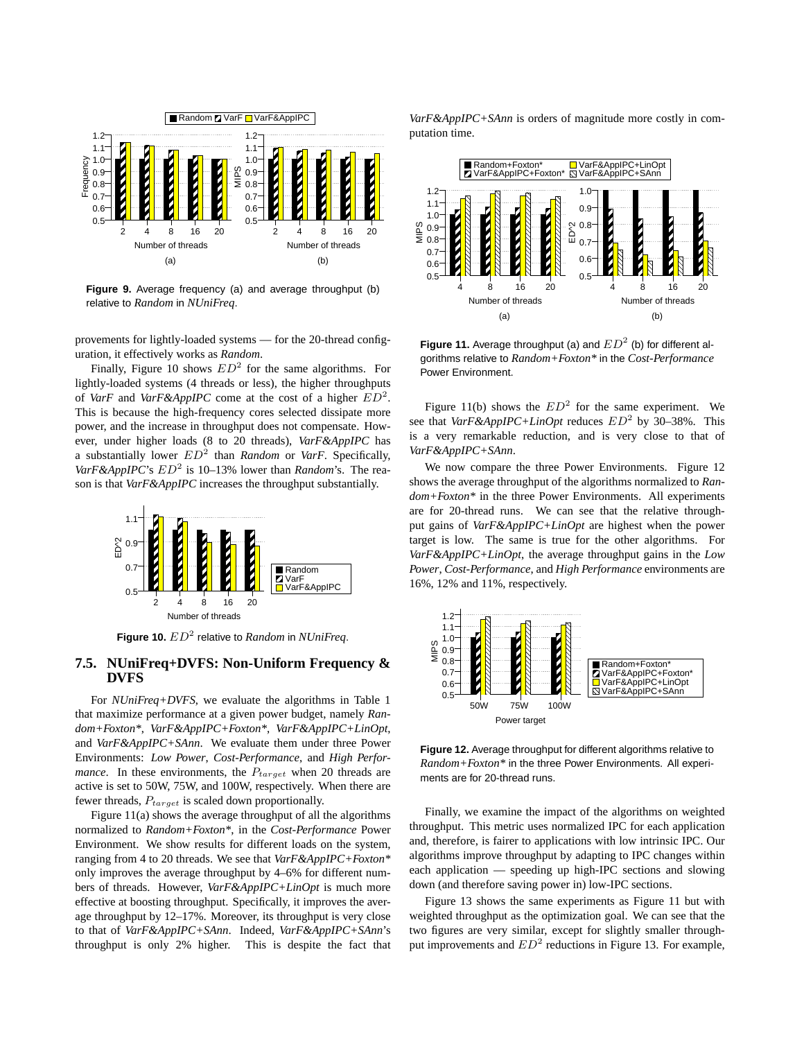**Figure 9.** Average frequency (a) and average throughput (b) relative to *Random* in *NUniFreq*.

provements for lightly-loaded systems — for the 20-thread configuration, it effectively works as *Random*.

Finally, Figure 10 shows $ED^2$ for the same algorithms. For lightly-loaded systems (4 threads or less), the higher throughputs of *VarF* and *VarF&AppIPC* come at the cost of a higher $ED^2$. This is because the high-frequency cores selected dissipate more power, and the increase in throughput does not compensate. However, under higher loads (8 to 20 threads), *VarF&AppIPC* has a substantially lower $ED^2$ than *Random* or *VarF*. Specifically, *VarF&AppIPC*'s $ED^2$ is 10–13% lower than *Random*'s. The reason is that *VarF&AppIPC* increases the throughput substantially.

**Figure 10.** $ED^2$ relative to *Random* in *NUniFreq*.

## 7.5. NUniFreq+DVFS: Non-Uniform Frequency & DVFS

For *NUniFreq+DVFS*, we evaluate the algorithms in Table 1 that maximize performance at a given power budget, namely *Random+Foxton\**, *VarF&AppIPC+Foxton\**, *VarF&AppIPC+LinOpt*, and *VarF&AppIPC+SAnn*. We evaluate them under three Power Environments: *Low Power*, *Cost-Performance*, and *High Performance*. In these environments, the $P_{target}$ when 20 threads are active is set to 50W, 75W, and 100W, respectively. When there are fewer threads, $P_{target}$ is scaled down proportionally.

Figure 11(a) shows the average throughput of all the algorithms normalized to *Random+Foxton\**, in the *Cost-Performance* Power Environment. We show results for different loads on the system, ranging from 4 to 20 threads. We see that *VarF&AppIPC+Foxton\** only improves the average throughput by 4–6% for different numbers of threads. However, *VarF&AppIPC+LinOpt* is much more effective at boosting throughput. Specifically, it improves the average throughput by 12–17%. Moreover, its throughput is very close to that of *VarF&AppIPC+SAnn*. Indeed, *VarF&AppIPC+SAnn*'s throughput is only 2% higher. This is despite the fact that *VarF&AppIPC+SAnn* is orders of magnitude more costly in computation time.

**Figure 11.** Average throughput (a) and $ED^2$ (b) for different algorithms relative to *Random+Foxton\** in the *Cost-Performance* Power Environment.

Figure 11(b) shows the $ED^2$ for the same experiment. We see that *VarF&AppIPC+LinOpt* reduces $ED^2$ by 30–38%. This is a very remarkable reduction, and is very close to that of *VarF&AppIPC+SAnn*.

We now compare the three Power Environments. Figure 12 shows the average throughput of the algorithms normalized to *Random+Foxton\** in the three Power Environments. All experiments are for 20-thread runs. We can see that the relative throughput gains of *VarF&AppIPC+LinOpt* are highest when the power target is low. The same is true for the other algorithms. For *VarF&AppIPC+LinOpt*, the average throughput gains in the *Low Power*, *Cost-Performance*, and *High Performance* environments are 16%, 12% and 11%, respectively.

**Figure 12.** Average throughput for different algorithms relative to *Random+Foxton\** in the three Power Environments. All experiments are for 20-thread runs.

Finally, we examine the impact of the algorithms on weighted throughput. This metric uses normalized IPC for each application and, therefore, is fairer to applications with low intrinsic IPC. Our algorithms improve throughput by adapting to IPC changes within each application — speeding up high-IPC sections and slowing down (and therefore saving power in) low-IPC sections.

Figure 13 shows the same experiments as Figure 11 but with weighted throughput as the optimization goal. We can see that the two figures are very similar, except for slightly smaller throughput improvements and $ED^2$ reductions in Figure 13. For example,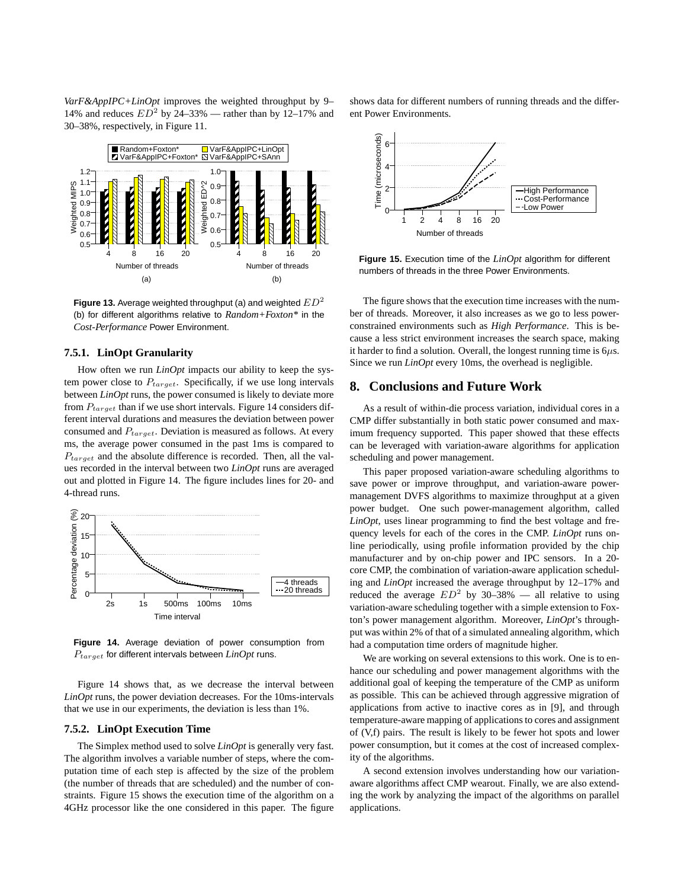*VarF&AppIPC+LinOpt* improves the weighted throughput by 9–14% and reduces $ED^2$ by 24–33% — rather than by 12–17% and 30–38%, respectively, in Figure 11.

**Figure 13.** Average weighted throughput (a) and weighted $ED^2$ (b) for different algorithms relative to *Random+Foxton\** in the *Cost-Performance* Power Environment.

### 7.5.1. LinOpt Granularity

How often we run *LinOpt* impacts our ability to keep the system power close to $P_{target}$. Specifically, if we use long intervals between *LinOpt* runs, the power consumed is likely to deviate more from $P_{target}$ than if we use short intervals. Figure 14 considers different interval durations and measures the deviation between power consumed and $P_{target}$. Deviation is measured as follows. At every ms, the average power consumed in the past 1ms is compared to $P_{target}$ and the absolute difference is recorded. Then, all the values recorded in the interval between two *LinOpt* runs are averaged out and plotted in Figure 14. The figure includes lines for 20- and 4-thread runs.

**Figure 14.** Average deviation of power consumption from $P_{target}$ for different intervals between *LinOpt* runs.

Figure 14 shows that, as we decrease the interval between *LinOpt* runs, the power deviation decreases. For the 10ms-intervals that we use in our experiments, the deviation is less than 1%.

### 7.5.2. LinOpt Execution Time

The Simplex method used to solve *LinOpt* is generally very fast. The algorithm involves a variable number of steps, where the computation time of each step is affected by the size of the problem (the number of threads that are scheduled) and the number of constraints. Figure 15 shows the execution time of the algorithm on a 4GHz processor like the one considered in this paper. The figure shows data for different numbers of running threads and the different Power Environments.

**Figure 15.** Execution time of the *LinOpt* algorithm for different numbers of threads in the three Power Environments.

The figure shows that the execution time increases with the number of threads. Moreover, it also increases as we go to less power-constrained environments such as *High Performance*. This is because a less strict environment increases the search space, making it harder to find a solution. Overall, the longest running time is 6$\mu$s. Since we run *LinOpt* every 10ms, the overhead is negligible.

## 8. Conclusions and Future Work

As a result of within-die process variation, individual cores in a CMP differ substantially in both static power consumed and maximum frequency supported. This paper showed that these effects can be leveraged with variation-aware algorithms for application scheduling and power management.

This paper proposed variation-aware scheduling algorithms to save power or improve throughput, and variation-aware power-management DVFS algorithms to maximize throughput at a given power budget. One such power-management algorithm, called *LinOpt*, uses linear programming to find the best voltage and frequency levels for each of the cores in the CMP. *LinOpt* runs online periodically, using profile information provided by the chip manufacturer and by on-chip power and IPC sensors. In a 20-core CMP, the combination of variation-aware application scheduling and *LinOpt* increased the average throughput by 12–17% and reduced the average $ED^2$ by 30–38% — all relative to using variation-aware scheduling together with a simple extension to Foxton's power management algorithm. Moreover, *LinOpt*'s throughput was within 2% of that of a simulated annealing algorithm, which had a computation time orders of magnitude higher.

We are working on several extensions to this work. One is to enhance our scheduling and power management algorithms with the additional goal of keeping the temperature of the CMP as uniform as possible. This can be achieved through aggressive migration of applications from active to inactive cores as in [9], and through temperature-aware mapping of applications to cores and assignment of (V,f) pairs. The result is likely to be fewer hot spots and lower power consumption, but it comes at the cost of increased complexity of the algorithms.

A second extension involves understanding how our variation-aware algorithms affect CMP wearout. Finally, we are also extending the work by analyzing the impact of the algorithms on parallel applications.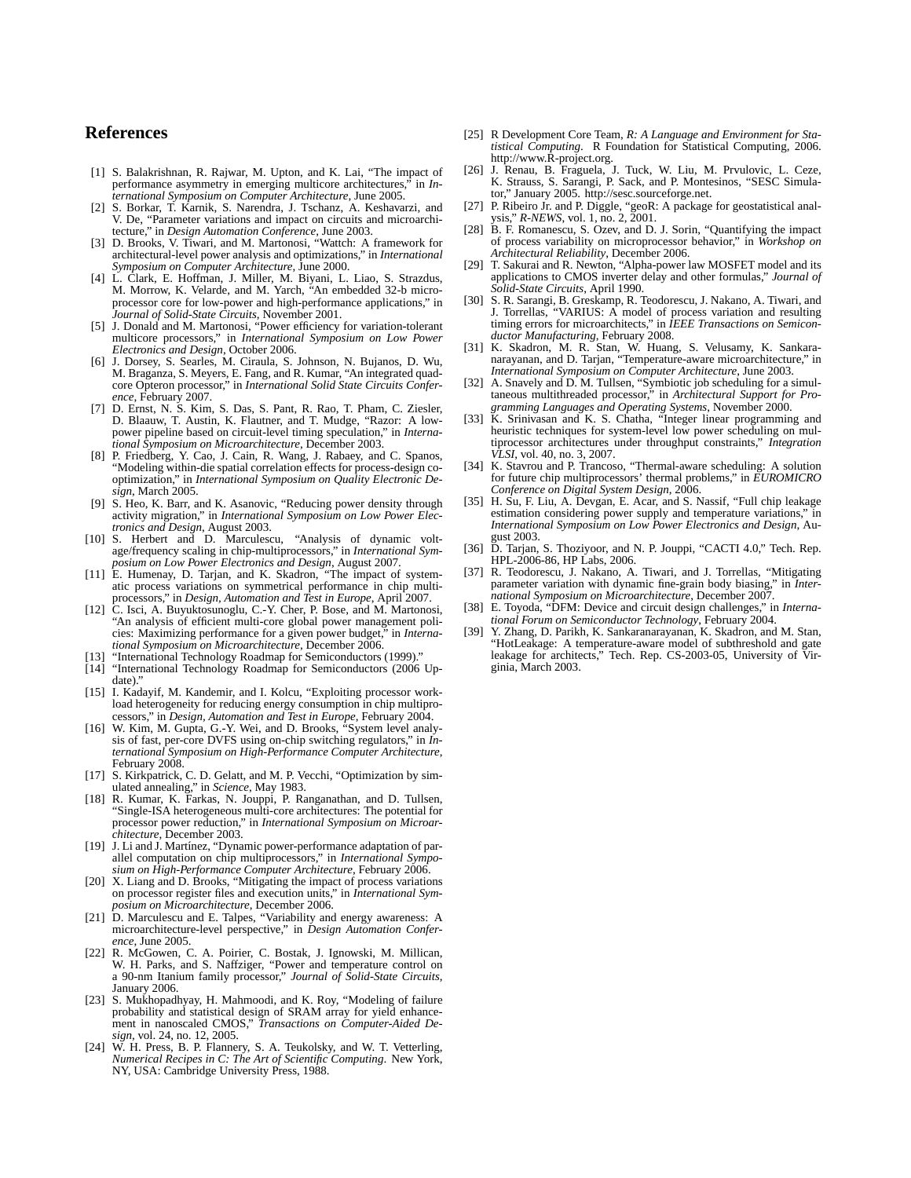## References

[1] S. Balakrishnan, R. Rajwar, M. Upton, and K. Lai, "The impact of performance asymmetry in emerging multicore architectures," in *International Symposium on Computer Architecture*, June 2005.

[2] S. Borkar, T. Karnik, S. Narendra, J. Tschanz, A. Keshavarzi, and V. De, "Parameter variations and impact on circuits and microarchitecture," in *Design Automation Conference*, June 2003.

[3] D. Brooks, V. Tiwari, and M. Martonosi, "Wattch: A framework for architectural-level power analysis and optimizations," in *International Symposium on Computer Architecture*, June 2000.

[4] L. Clark, E. Hoffman, J. Miller, M. Biyani, L. Liao, S. Strazdus, M. Morrow, K. Velarde, and M. Yarch, "An embedded 32-b microprocessor core for low-power and high-performance applications," in *Journal of Solid-State Circuits*, November 2001.

[5] J. Donald and M. Martonosi, "Power efficiency for variation-tolerant multicore processors," in *International Symposium on Low Power Electronics and Design*, October 2006.

[6] J. Dorsey, S. Searles, M. Ciraula, S. Johnson, N. Bujanos, D. Wu, M. Braganza, S. Meyers, E. Fang, and R. Kumar, "An integrated quad-core Opteron processor," in *International Solid State Circuits Conference*, February 2007.

[7] D. Ernst, N. S. Kim, S. Das, S. Pant, R. Rao, T. Pham, C. Ziesler, D. Blaauw, T. Austin, K. Flautner, and T. Mudge, "Razor: A low-power pipeline based on circuit-level timing speculation," in *International Symposium on Microarchitecture*, December 2003.

[8] P. Friedberg, Y. Cao, J. Cain, R. Wang, J. Rabaey, and C. Spanos, "Modeling within-die spatial correlation effects for process-design co-optimization," in *International Symposium on Quality Electronic Design*, March 2005.

[9] S. Heo, K. Barr, and K. Asanovic, "Reducing power density through activity migration," in *International Symposium on Low Power Electronics and Design*, August 2003.

[10] S. Herbert and D. Marculescu, "Analysis of dynamic voltage/frequency scaling in chip-multiprocessors," in *International Symposium on Low Power Electronics and Design*, August 2007.

[11] E. Humenay, D. Tarjan, and K. Skadron, "The impact of systematic process variations on symmetrical performance in chip multiprocessors," in *Design, Automation and Test in Europe*, April 2007.

[12] C. Isci, A. Buyuktosunoglu, C.-Y. Cher, P. Bose, and M. Martonosi, "An analysis of efficient multi-core global power management policies: Maximizing performance for a given power budget," in *International Symposium on Microarchitecture*, December 2006.

[13] "International Technology Roadmap for Semiconductors (1999)."

[14] "International Technology Roadmap for Semiconductors (2006 Update)."

[15] I. Kadayif, M. Kandemir, and I. Kolcu, "Exploiting processor workload heterogeneity for reducing energy consumption in chip multiprocessors," in *Design, Automation and Test in Europe*, February 2004.

[16] W. Kim, M. Gupta, G.-Y. Wei, and D. Brooks, "System level analysis of fast, per-core DVFS using on-chip switching regulators," in *International Symposium on High-Performance Computer Architecture*, February 2008.

[17] S. Kirkpatrick, C. D. Gelatt, and M. P. Vecchi, "Optimization by simulated annealing," in *Science*, May 1983.

[18] R. Kumar, K. Farkas, N. Jouppi, P. Ranganathan, and D. Tullsen, "Single-ISA heterogeneous multi-core architectures: The potential for processor power reduction," in *International Symposium on Microarchitecture*, December 2003.

[19] J. Li and J. Martínez, "Dynamic power-performance adaptation of parallel computation on chip multiprocessors," in *International Symposium on High-Performance Computer Architecture*, February 2006.

[20] X. Liang and D. Brooks, "Mitigating the impact of process variations on processor register files and execution units," in *International Symposium on Microarchitecture*, December 2006.

[21] D. Marculescu and E. Talpes, "Variability and energy awareness: A microarchitecture-level perspective," in *Design Automation Conference*, June 2005.

[22] R. McGowen, C. A. Poirier, C. Bostak, J. Ignowski, M. Millican, W. H. Parks, and S. Naffziger, "Power and temperature control on a 90-nm Itanium family processor," *Journal of Solid-State Circuits*, January 2006.

[23] S. Mukhopadhyay, H. Mahmoodi, and K. Roy, "Modeling of failure probability and statistical design of SRAM array for yield enhancement in nanoscaled CMOS," *Transactions on Computer-Aided Design*, vol. 24, no. 12, 2005.

[24] W. H. Press, B. P. Flannery, S. A. Teukolsky, and W. T. Vetterling, *Numerical Recipes in C: The Art of Scientific Computing*. New York, NY, USA: Cambridge University Press, 1988.

[25] R Development Core Team, *R: A Language and Environment for Statistical Computing*. R Foundation for Statistical Computing, 2006. http://www.R-project.org.

[26] J. Renau, B. Fraguela, J. Tuck, W. Liu, M. Prvulovic, L. Ceze, K. Strauss, S. Sarangi, P. Sack, and P. Montesinos, "SESC Simulator," January 2005. http://sesc.sourceforge.net.

[27] P. Ribeiro Jr. and P. Diggle, "geoR: A package for geostatistical analysis," *R-NEWS*, vol. 1, no. 2, 2001.

[28] B. F. Romanescu, S. Ozev, and D. J. Sorin, "Quantifying the impact of process variability on microprocessor behavior," in *Workshop on Architectural Reliability*, December 2006.

[29] T. Sakurai and R. Newton, "Alpha-power law MOSFET model and its applications to CMOS inverter delay and other formulas," *Journal of Solid-State Circuits*, April 1990.

[30] S. R. Sarangi, B. Greskamp, R. Teodorescu, J. Nakano, A. Tiwari, and J. Torrellas, "VARIUS: A model of process variation and resulting timing errors for microarchitects," in *IEEE Transactions on Semiconductor Manufacturing*, February 2008.

[31] K. Skadron, M. R. Stan, W. Huang, S. Velusamy, K. Sankaranarayanan, and D. Tarjan, "Temperature-aware microarchitecture," in *International Symposium on Computer Architecture*, June 2003.

[32] A. Snavely and D. M. Tullsen, "Symbiotic job scheduling for a simultaneous multithreaded processor," in *Architectural Support for Programming Languages and Operating Systems*, November 2000.

[33] K. Srinivasan and K. S. Chatha, "Integer linear programming and heuristic techniques for system-level low power scheduling on multiprocessor architectures under throughput constraints," *Integration VLSI*, vol. 40, no. 3, 2007.

[34] K. Stavrou and P. Trancoso, "Thermal-aware scheduling: A solution for future chip multiprocessors' thermal problems," in *EUROMICRO Conference on Digital System Design*, 2006.

[35] H. Su, F. Liu, A. Devgan, E. Acar, and S. Nassif, "Full chip leakage estimation considering power supply and temperature variations," in *International Symposium on Low Power Electronics and Design*, August 2003.

[36] D. Tarjan, S. Thoziyoor, and N. P. Jouppi, "CACTI 4.0," Tech. Rep. HPL-2006-86, HP Labs, 2006.

[37] R. Teodorescu, J. Nakano, A. Tiwari, and J. Torrellas, "Mitigating parameter variation with dynamic fine-grain body biasing," in *International Symposium on Microarchitecture*, December 2007.

[38] E. Toyoda, "DFM: Device and circuit design challenges," in *International Forum on Semiconductor Technology*, February 2004.

[39] Y. Zhang, D. Parikh, K. Sankaranarayanan, K. Skadron, and M. Stan, "HotLeakage: A temperature-aware model of subthreshold and gate leakage for architects," Tech. Rep. CS-2003-05, University of Virginia, March 2003.